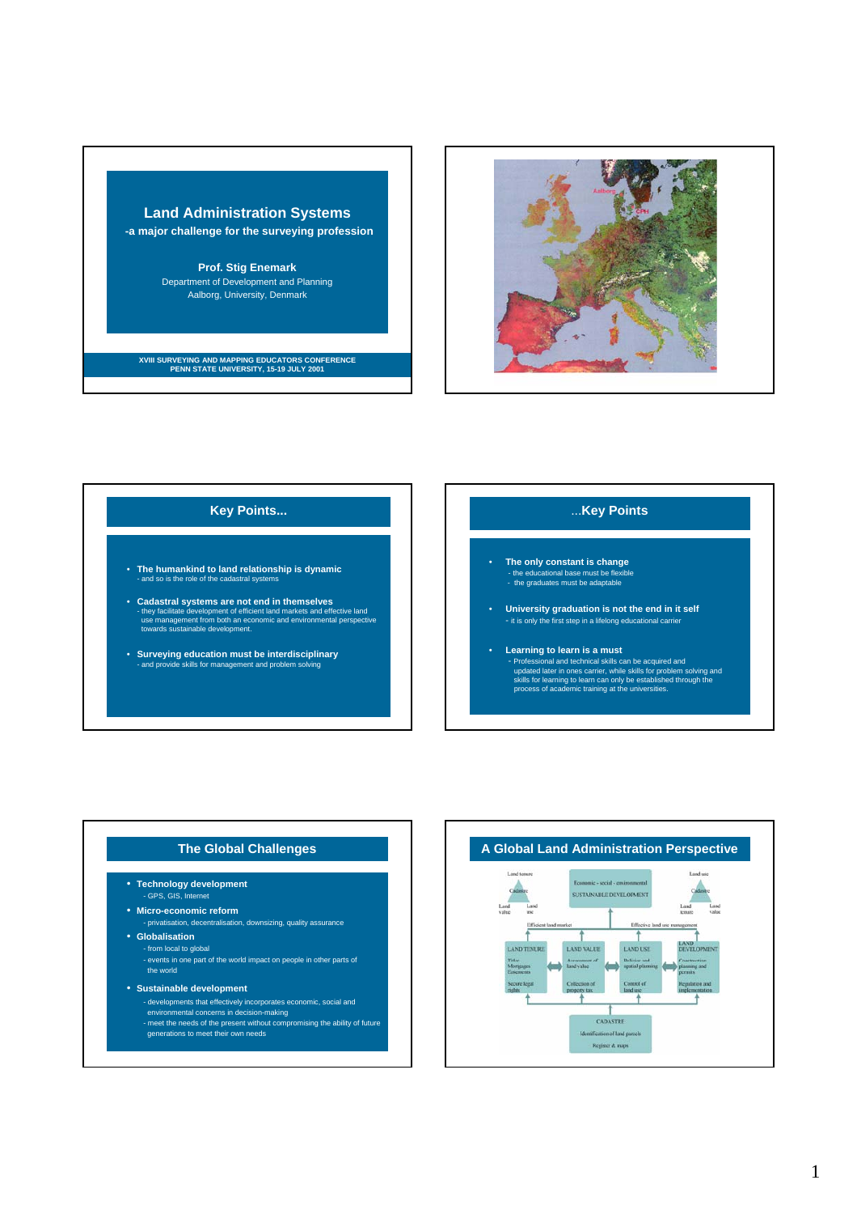# Land Administration Systems

**-a major challenge for the surveying profession**

**Prof. Stig Enemark**
Department of Development and Planning
Aalborg, University, Denmark

**XVIII SURVEYING AND MAPPING EDUCATORS CONFERENCE**
**PENN STATE UNIVERSITY, 15-19 JULY 2001**

---

Aalborg

CPH

---

## Key Points...

- **The humankind to land relationship is dynamic**
  - and so is the role of the cadastral systems
- **Cadastral systems are not end in themselves**
  - they facilitate development of efficient land markets and effective land use management from both an economic and environmental perspective towards sustainable development.
- **Surveying education must be interdisciplinary**
  - and provide skills for management and problem solving

---

## ...Key Points

- **The only constant is change**
  - the educational base must be flexible
  - the graduates must be adaptable
- **University graduation is not the end in it self**
  - it is only the first step in a lifelong educational carrier
- **Learning to learn is a must**
  - Professional and technical skills can be acquired and updated later in ones carrier, while skills for problem solving and skills for learning to learn can only be established through the process of academic training at the universities.

---

## The Global Challenges

- **Technology development**
  - GPS, GIS, Internet
- **Micro-economic reform**
  - privatisation, decentralisation, downsizing, quality assurance
- **Globalisation**
  - from local to global
  - events in one part of the world impact on people in other parts of the world
- **Sustainable development**
  - developments that effectively incorporates economic, social and environmental concerns in decision-making
  - meet the needs of the present without compromising the ability of future generations to meet their own needs

---

## A Global Land Administration Perspective

Land tenure — Cadastre — Land value — Land use

Economic - social - environmental
SUSTAINABLE DEVELOPMENT

Land use — Cadastre — Land tenure — Land value

Efficient land market | Effective land use management

LAND TENURE: Title, Mortgages, Easements; Secure legal rights

LAND VALUE: Assessment of land value; Collection of property tax

LAND USE: Policies and spatial planning; Control of land use

LAND DEVELOPMENT: Construction planning and permits; Regulation and implementation

CADASTRE
Identification of land parcels
Register & maps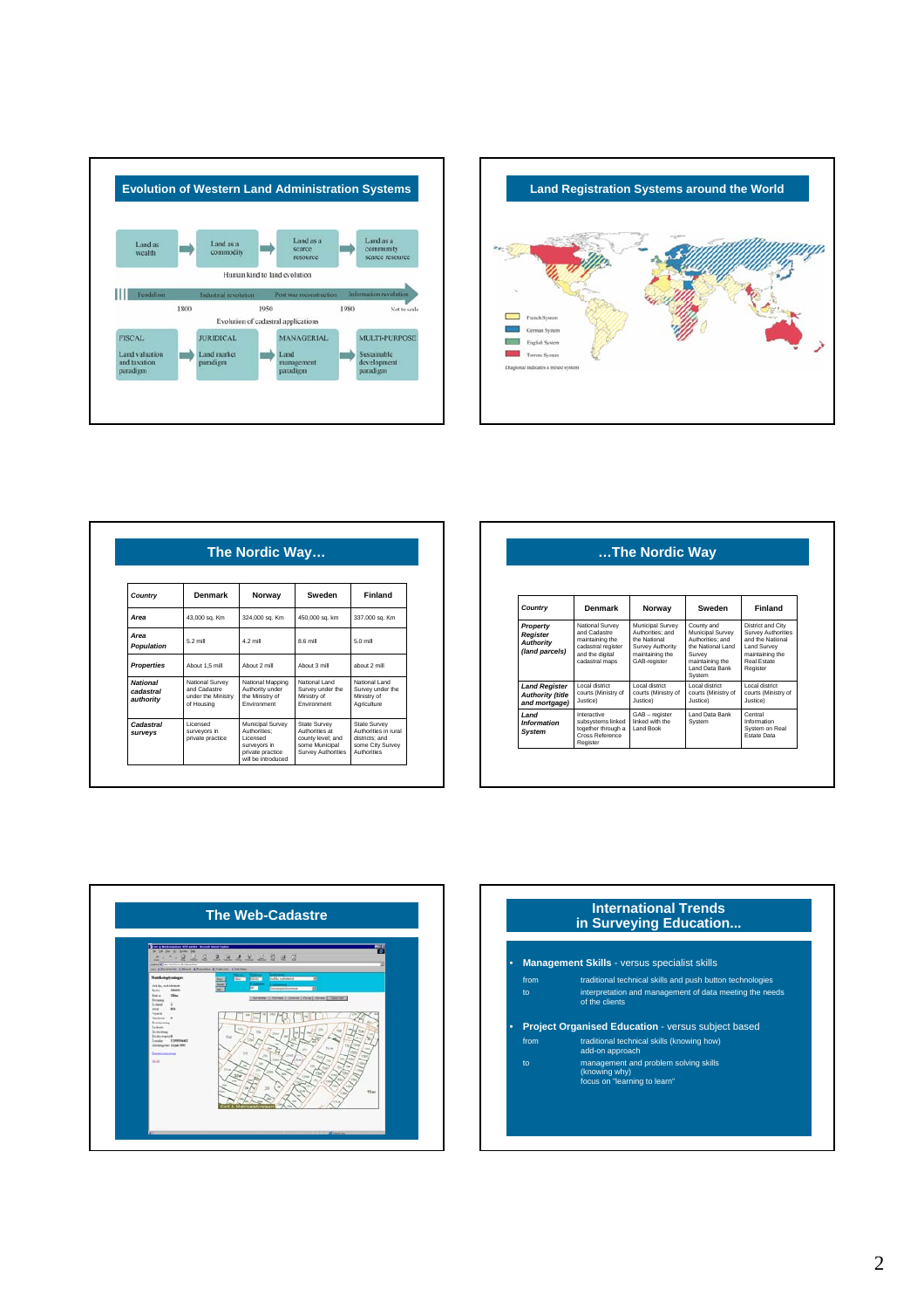## Evolution of Western Land Administration Systems

Land as wealth → Land as a commodity → Land as a scarce resource → Land as a community scarce resource

Human kind to land evolution

Feudalism — Industrial revolution — Post war reconstruction — Information revolution

1800 — 1950 — 1980 — Not to scale

Evolution of cadastral applications

FISCAL: Land valuation and taxation paradigm → JURIDICAL: Land market paradigm → MANAGERIAL: Land management paradigm → MULTI-PURPOSE: Sustainable development paradigm

## Land Registration Systems around the World

French System

German System

English System

Torrens System

Diagonal indicates a mixed system

## The Nordic Way…

| Country | Denmark | Norway | Sweden | Finland |
|---|---|---|---|---|
| Area | 43,000 sq. Km | 324,000 sq. Km | 450,000 sq. km | 337,000 sq. Km |
| Area Population | 5.2 mill | 4.2 mill | 8.6 mill | 5.0 mill |
| Properties | About 1,5 mill | About 2 mill | About 3 mill | about 2 mill |
| National cadastral authority | National Survey and Cadastre under the Ministry of Housing | National Mapping Authority under the Ministry of Environment | National Land Survey under the Ministry of Environment | National Land Survey under the Ministry of Agriculture |
| Cadastral surveys | Licensed surveyors in private practice | Municipal Survey Authorities; Licensed surveyors in private practice will be introduced | State Survey Authorities at county level; and some Municipal Survey Authorities | State Survey Authorities in rural districts; and some City Survey Authorities |

## …The Nordic Way

| Country | Denmark | Norway | Sweden | Finland |
|---|---|---|---|---|
| Property Register Authority (land parcels) | National Survey and Cadastre maintaining the cadastral register and the digital cadastral maps | Municipal Survey Authorities; and the National Survey Authority maintaining the GAB-register | County and Municipal Survey Authorities; and the National Land Survey maintaining the Land Data Bank System | District and City Survey Authorities and the National Land Survey maintaining the Real Estate Register |
| Land Register Authority (title and mortgage) | Local district courts (Ministry of Justice) | Local district courts (Ministry of Justice) | Local district courts (Ministry of Justice) | Local district courts (Ministry of Justice) |
| Land Information System | Interactive subsystems linked together through a Cross Reference Register | GAB – register linked with the Land Book | Land Data Bank System | Central Information System on Real Estate Data |

## The Web-Cadastre

## International Trends in Surveying Education...

- **Management Skills** - versus specialist skills
  - from: traditional technical skills and push button technologies
  - to: interpretation and management of data meeting the needs of the clients
- **Project Organised Education** - versus subject based
  - from: traditional technical skills (knowing how) add-on approach
  - to: management and problem solving skills (knowing why) focus on "learning to learn"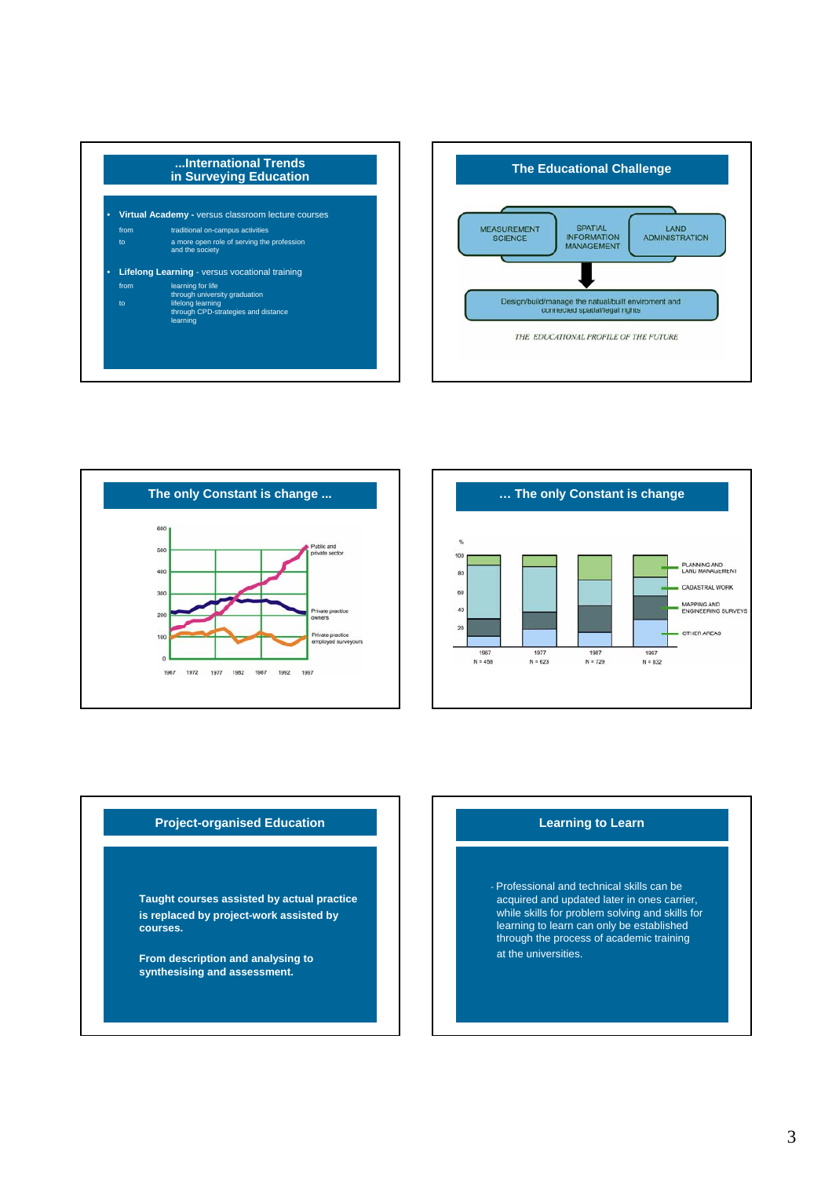## ...International Trends in Surveying Education

- **Virtual Academy -** versus classroom lecture courses

  from — traditional on-campus activities
  to — a more open role of serving the profession and the society

- **Lifelong Learning** - versus vocational training

  from — learning for life through university graduation
  to — lifelong learning through CPD-strategies and distance learning

## The Educational Challenge

MEASUREMENT SCIENCE — SPATIAL INFORMATION MANAGEMENT — LAND ADMINISTRATION

Design/build/manage the natural/built enviroment and connected spatial/legal rights

*THE EDUCATIONAL PROFILE OF THE FUTURE*

## The only Constant is change ...

Y axis: 0, 100, 200, 300, 400, 500, 600

X axis: 1967, 1972, 1977, 1982, 1987, 1992, 1997

Series: Public and private sector; Private practice owners; Private practice employed surveyors

## ... The only Constant is change

Y axis (%): 20, 40, 60, 80, 100

| 1967 | 1977 | 1987 | 1997 |
|---|---|---|---|
| N = 458 | N = 623 | N = 729 | N = 832 |

Categories: PLANNING AND LAND MANAGEMENT; CADASTRAL WORK; MAPPING AND ENGINEERING SURVEYS; OTHER AREAS

## Project-organised Education

**Taught courses assisted by actual practice is replaced by project-work assisted by courses.**

**From description and analysing to synthesising and assessment.**

## Learning to Learn

- Professional and technical skills can be acquired and updated later in ones carrier, while skills for problem solving and skills for learning to learn can only be established through the process of academic training at the universities.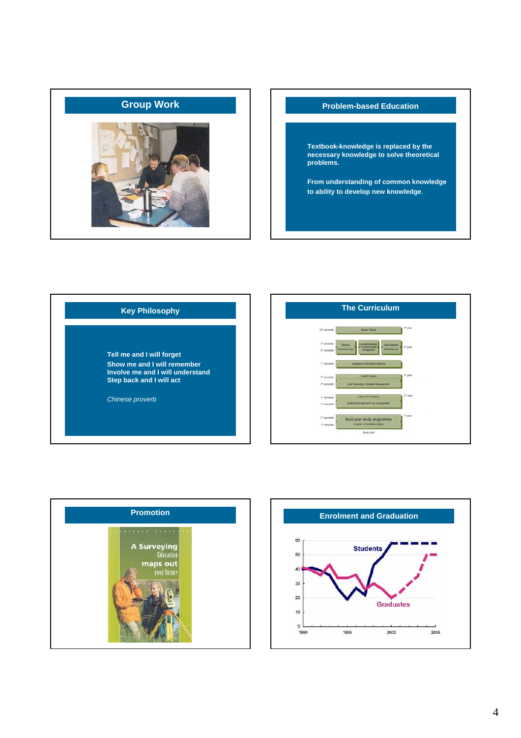## Group Work

## Problem-based Education

Textbook-knowledge is replaced by the necessary knowledge to solve theoretical problems.

From understanding of common knowledge to ability to develop new knowledge.

## Key Philosophy

Tell me and I will forget
Show me and I will remember
Involve me and I will understand
Step back and I will act

*Chinese proverb*

## The Curriculum

| Semester | Module | Year |
|---|---|---|
| 10th semester | Master Thesis | 5th year |
| 9th semester / 8th semester | Mapping & Geoinformatics / Land Administration & environmental management / Urban planning & development | 4th year |
| 7th semester | Geographic Information Systems | |
| 6th semester | Cadastral Surveys | 3rd year |
| 5th semester | Land Surveying & Cadastral Management | |
| 4th semester | Large scale mapping | 2nd year |
| 3rd semester | Spatial planning & land use management | |
| 2nd semester / 1st semester | Basic-year study programme in social- or technical science | 1st year |

Study start

## Promotion

A Surveying Education maps out your future

## Enrolment and Graduation

Students

Graduates

0, 10, 20, 30, 40, 50, 60

1990, 1995, 2000, 2005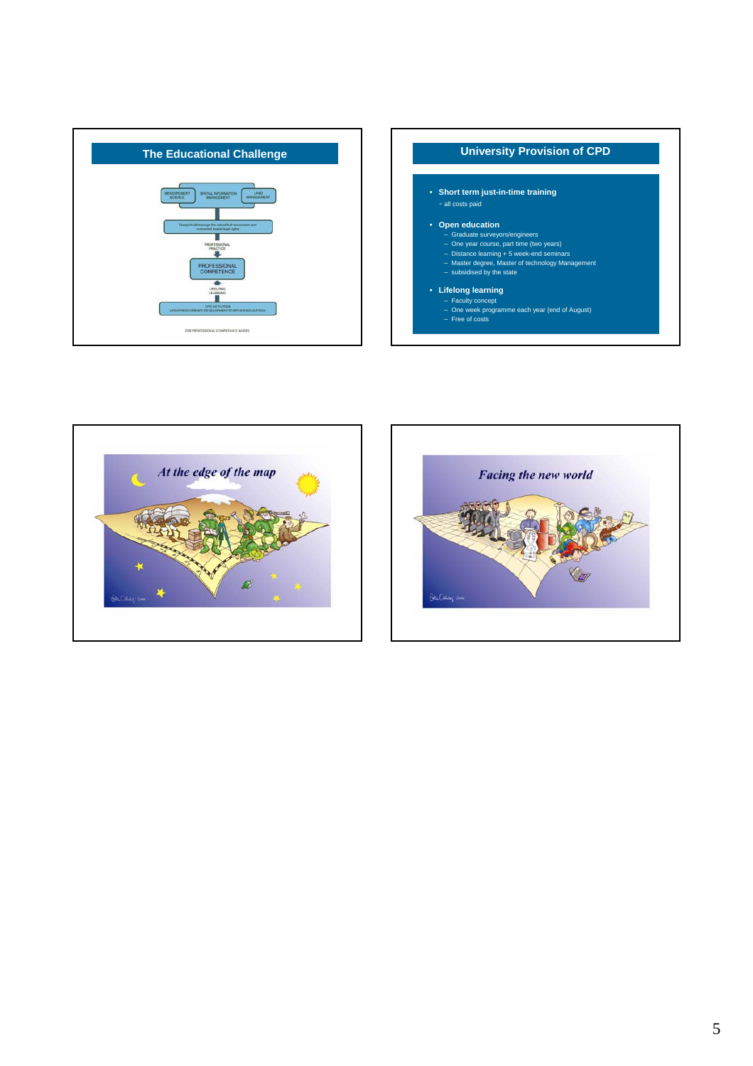## The Educational Challenge

MEASUREMENT SCIENCE

SPATIAL INFORMATION MANAGEMENT

LAND MANAGEMENT

Design/build/manage the natural/built environment and connected spatial/legal rights

PROFESSIONAL PRACTICE

PROFESSIONAL COMPETENCE

LIFELONG LEARNING

CPD ACTIVITIES
UPDATING/CARRIER DEVELOPMENT/FURTHER EDUCATION

THE PROFESSIONAL COMPETENCE MODEL

## University Provision of CPD

- **Short term just-in-time training**
  - all costs paid
- **Open education**
  - Graduate surveyors/engineers
  - One year course, part time (two years)
  - Distance learning + 5 week-end seminars
  - Master degree, Master of technology Management
  - subsidised by the state
- **Lifelong learning**
  - Faculty concept
  - One week programme each year (end of August)
  - Free of costs

*At the edge of the map*

*Facing the new world*